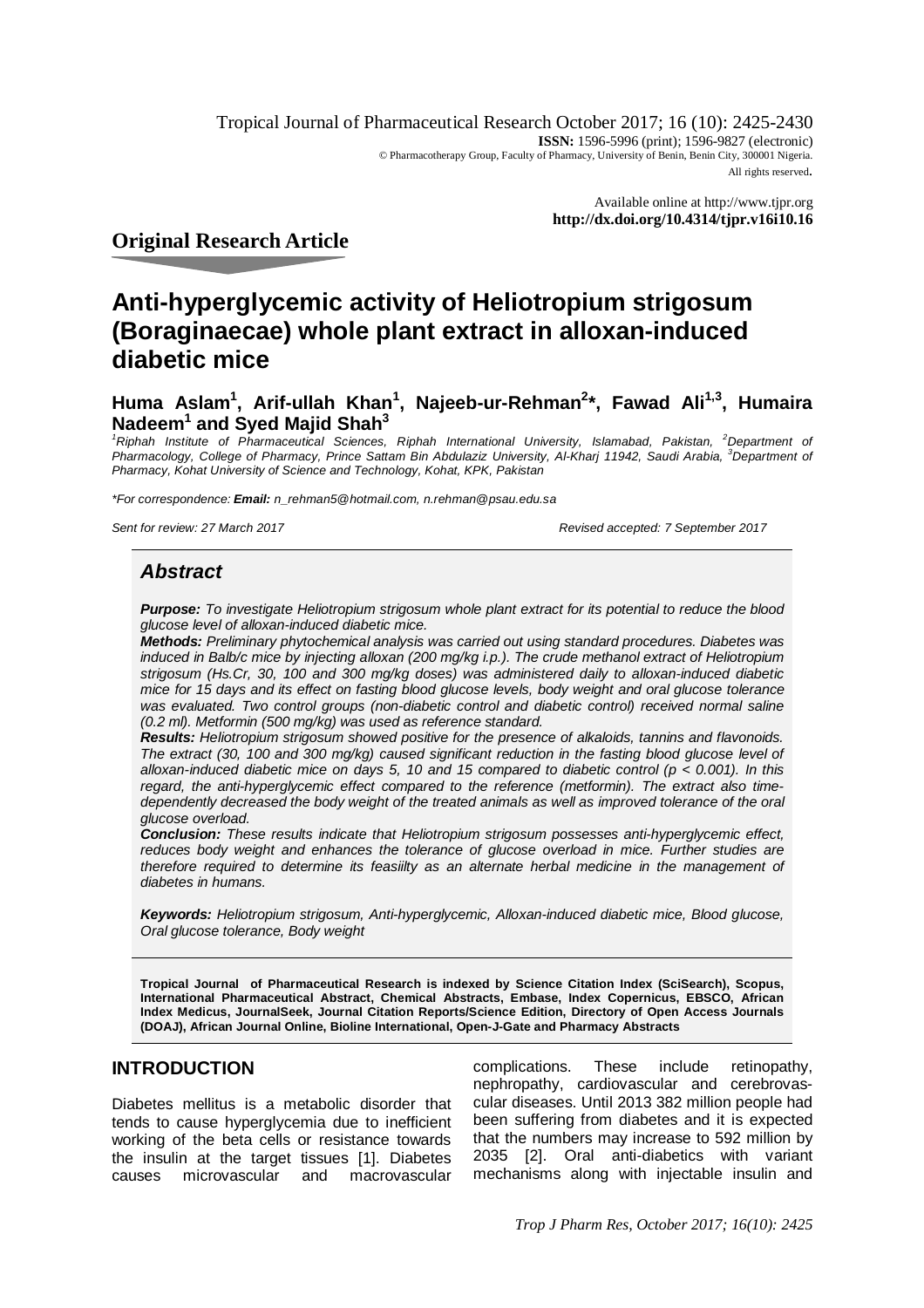Tropical Journal of Pharmaceutical Research October 2017; 16 (10): 2425-2430
**ISSN:** 1596-5996 (print); 1596-9827 (electronic)
© Pharmacotherapy Group, Faculty of Pharmacy, University of Benin, Benin City, 300001 Nigeria.
All rights reserved.

Available online at http://www.tjpr.org
**http://dx.doi.org/10.4314/tjpr.v16i10.16**

## Original Research Article

# Anti-hyperglycemic activity of Heliotropium strigosum (Boraginaecae) whole plant extract in alloxan-induced diabetic mice

**Huma Aslam[1], Arif-ullah Khan[1], Najeeb-ur-Rehman[2]*, Fawad Ali[1,3], Humaira Nadeem[1] and Syed Majid Shah[3]**

*[1]Riphah Institute of Pharmaceutical Sciences, Riphah International University, Islamabad, Pakistan, [2]Department of Pharmacology, College of Pharmacy, Prince Sattam Bin Abdulaziz University, Al-Kharj 11942, Saudi Arabia, [3]Department of Pharmacy, Kohat University of Science and Technology, Kohat, KPK, Pakistan*

*\*For correspondence: **Email:** n_rehman5@hotmail.com, n.rehman@psau.edu.sa*

*Sent for review: 27 March 2017* *Revised accepted: 7 September 2017*

## Abstract

***Purpose:*** *To investigate Heliotropium strigosum whole plant extract for its potential to reduce the blood glucose level of alloxan-induced diabetic mice.*

***Methods:*** *Preliminary phytochemical analysis was carried out using standard procedures. Diabetes was induced in Balb/c mice by injecting alloxan (200 mg/kg i.p.). The crude methanol extract of Heliotropium strigosum (Hs.Cr, 30, 100 and 300 mg/kg doses) was administered daily to alloxan-induced diabetic mice for 15 days and its effect on fasting blood glucose levels, body weight and oral glucose tolerance was evaluated. Two control groups (non-diabetic control and diabetic control) received normal saline (0.2 ml). Metformin (500 mg/kg) was used as reference standard.*

***Results:*** *Heliotropium strigosum showed positive for the presence of alkaloids, tannins and flavonoids. The extract (30, 100 and 300 mg/kg) caused significant reduction in the fasting blood glucose level of alloxan-induced diabetic mice on days 5, 10 and 15 compared to diabetic control ($p < 0.001$). In this regard, the anti-hyperglycemic effect compared to the reference (metformin). The extract also time-dependently decreased the body weight of the treated animals as well as improved tolerance of the oral glucose overload.*

***Conclusion:*** *These results indicate that Heliotropium strigosum possesses anti-hyperglycemic effect, reduces body weight and enhances the tolerance of glucose overload in mice. Further studies are therefore required to determine its feasiilty as an alternate herbal medicine in the management of diabetes in humans.*

***Keywords:*** *Heliotropium strigosum, Anti-hyperglycemic, Alloxan-induced diabetic mice, Blood glucose, Oral glucose tolerance, Body weight*

**Tropical Journal of Pharmaceutical Research is indexed by Science Citation Index (SciSearch), Scopus, International Pharmaceutical Abstract, Chemical Abstracts, Embase, Index Copernicus, EBSCO, African Index Medicus, JournalSeek, Journal Citation Reports/Science Edition, Directory of Open Access Journals (DOAJ), African Journal Online, Bioline International, Open-J-Gate and Pharmacy Abstracts**

## INTRODUCTION

Diabetes mellitus is a metabolic disorder that tends to cause hyperglycemia due to inefficient working of the beta cells or resistance towards the insulin at the target tissues [1]. Diabetes causes microvascular and macrovascular complications. These include retinopathy, nephropathy, cardiovascular and cerebrovascular diseases. Until 2013 382 million people had been suffering from diabetes and it is expected that the numbers may increase to 592 million by 2035 [2]. Oral anti-diabetics with variant mechanisms along with injectable insulin and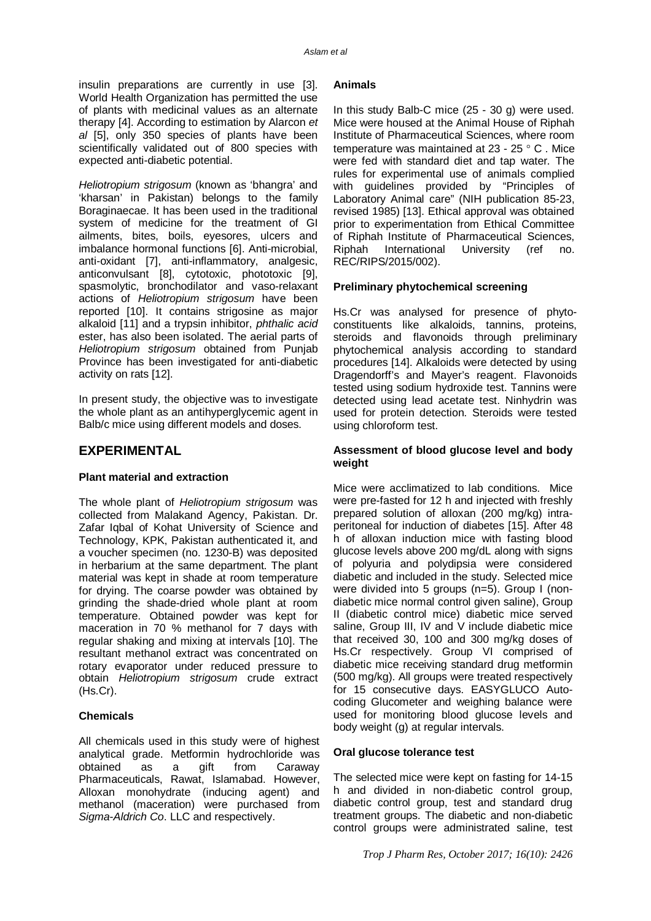insulin preparations are currently in use [3]. World Health Organization has permitted the use of plants with medicinal values as an alternate therapy [4]. According to estimation by Alarcon *et al* [5], only 350 species of plants have been scientifically validated out of 800 species with expected anti-diabetic potential.

*Heliotropium strigosum* (known as 'bhangra' and 'kharsan' in Pakistan) belongs to the family Boraginaecae. It has been used in the traditional system of medicine for the treatment of GI ailments, bites, boils, eyesores, ulcers and imbalance hormonal functions [6]. Anti-microbial, anti-oxidant [7], anti-inflammatory, analgesic, anticonvulsant [8], cytotoxic, phototoxic [9], spasmolytic, bronchodilator and vaso-relaxant actions of *Heliotropium strigosum* have been reported [10]. It contains strigosine as major alkaloid [11] and a trypsin inhibitor, *phthalic acid* ester, has also been isolated. The aerial parts of *Heliotropium strigosum* obtained from Punjab Province has been investigated for anti-diabetic activity on rats [12].

In present study, the objective was to investigate the whole plant as an antihyperglycemic agent in Balb/c mice using different models and doses.

## EXPERIMENTAL

### Plant material and extraction

The whole plant of *Heliotropium strigosum* was collected from Malakand Agency, Pakistan. Dr. Zafar Iqbal of Kohat University of Science and Technology, KPK, Pakistan authenticated it, and a voucher specimen (no. 1230-B) was deposited in herbarium at the same department. The plant material was kept in shade at room temperature for drying. The coarse powder was obtained by grinding the shade-dried whole plant at room temperature. Obtained powder was kept for maceration in 70 % methanol for 7 days with regular shaking and mixing at intervals [10]. The resultant methanol extract was concentrated on rotary evaporator under reduced pressure to obtain *Heliotropium strigosum* crude extract (Hs.Cr).

### Chemicals

All chemicals used in this study were of highest analytical grade. Metformin hydrochloride was obtained as a gift from Caraway Pharmaceuticals, Rawat, Islamabad. However, Alloxan monohydrate (inducing agent) and methanol (maceration) were purchased from *Sigma-Aldrich Co*. LLC and respectively.

### Animals

In this study Balb-C mice (25 - 30 g) were used. Mice were housed at the Animal House of Riphah Institute of Pharmaceutical Sciences, where room temperature was maintained at 23 - 25 ° C . Mice were fed with standard diet and tap water. The rules for experimental use of animals complied with guidelines provided by "Principles of Laboratory Animal care" (NIH publication 85-23, revised 1985) [13]. Ethical approval was obtained prior to experimentation from Ethical Committee of Riphah Institute of Pharmaceutical Sciences, Riphah International University (ref no. REC/RIPS/2015/002).

### Preliminary phytochemical screening

Hs.Cr was analysed for presence of phyto-constituents like alkaloids, tannins, proteins, steroids and flavonoids through preliminary phytochemical analysis according to standard procedures [14]. Alkaloids were detected by using Dragendorff's and Mayer's reagent. Flavonoids tested using sodium hydroxide test. Tannins were detected using lead acetate test. Ninhydrin was used for protein detection. Steroids were tested using chloroform test.

### Assessment of blood glucose level and body weight

Mice were acclimatized to lab conditions. Mice were pre-fasted for 12 h and injected with freshly prepared solution of alloxan (200 mg/kg) intra-peritoneal for induction of diabetes [15]. After 48 h of alloxan induction mice with fasting blood glucose levels above 200 mg/dL along with signs of polyuria and polydipsia were considered diabetic and included in the study. Selected mice were divided into 5 groups (n=5). Group I (non-diabetic mice normal control given saline), Group II (diabetic control mice) diabetic mice served saline, Group III, IV and V include diabetic mice that received 30, 100 and 300 mg/kg doses of Hs.Cr respectively. Group VI comprised of diabetic mice receiving standard drug metformin (500 mg/kg). All groups were treated respectively for 15 consecutive days. EASYGLUCO Auto-coding Glucometer and weighing balance were used for monitoring blood glucose levels and body weight (g) at regular intervals.

### Oral glucose tolerance test

The selected mice were kept on fasting for 14-15 h and divided in non-diabetic control group, diabetic control group, test and standard drug treatment groups. The diabetic and non-diabetic control groups were administrated saline, test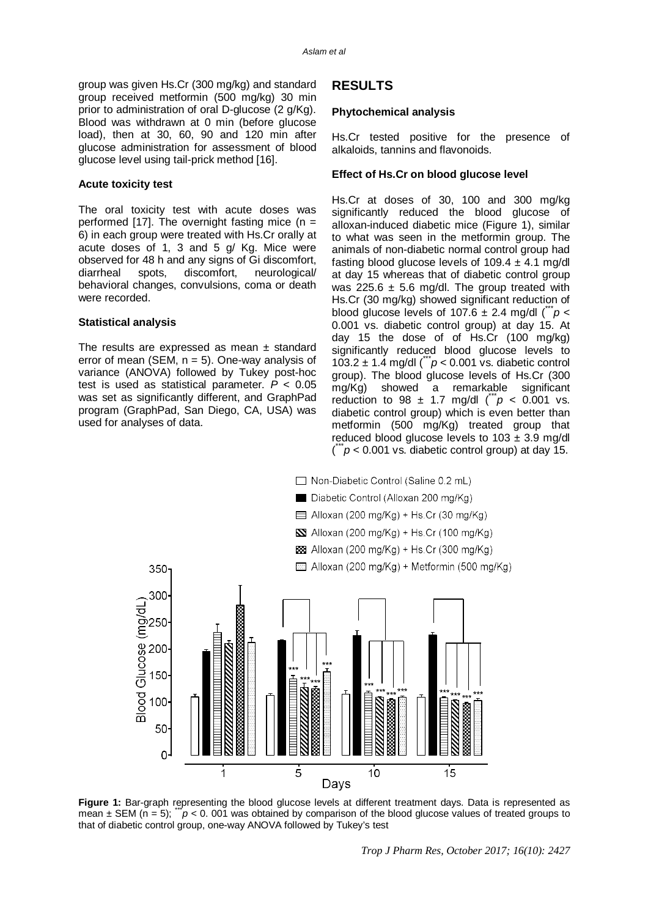group was given Hs.Cr (300 mg/kg) and standard group received metformin (500 mg/kg) 30 min prior to administration of oral D-glucose (2 g/Kg). Blood was withdrawn at 0 min (before glucose load), then at 30, 60, 90 and 120 min after glucose administration for assessment of blood glucose level using tail-prick method [16].

#### Acute toxicity test

The oral toxicity test with acute doses was performed [17]. The overnight fasting mice (n = 6) in each group were treated with Hs.Cr orally at acute doses of 1, 3 and 5 g/ Kg. Mice were observed for 48 h and any signs of Gi discomfort, diarrheal spots, discomfort, neurological/ behavioral changes, convulsions, coma or death were recorded.

#### Statistical analysis

The results are expressed as mean ± standard error of mean (SEM, n = 5). One-way analysis of variance (ANOVA) followed by Tukey post-hoc test is used as statistical parameter. $P < 0.05$ was set as significantly different, and GraphPad program (GraphPad, San Diego, CA, USA) was used for analyses of data.

## RESULTS

#### Phytochemical analysis

Hs.Cr tested positive for the presence of alkaloids, tannins and flavonoids.

#### Effect of Hs.Cr on blood glucose level

Hs.Cr at doses of 30, 100 and 300 mg/kg significantly reduced the blood glucose of alloxan-induced diabetic mice (Figure 1), similar to what was seen in the metformin group. The animals of non-diabetic normal control group had fasting blood glucose levels of 109.4 ± 4.1 mg/dl at day 15 whereas that of diabetic control group was 225.6 ± 5.6 mg/dl. The group treated with Hs.Cr (30 mg/kg) showed significant reduction of blood glucose levels of 107.6 ± 2.4 mg/dl ($^{***}p < 0.001$ vs. diabetic control group) at day 15. At day 15 the dose of of Hs.Cr (100 mg/kg) significantly reduced blood glucose levels to 103.2 ± 1.4 mg/dl ($^{***}p < 0.001$ vs. diabetic control group). The blood glucose levels of Hs.Cr (300 mg/Kg) showed a remarkable significant reduction to 98 ± 1.7 mg/dl ($^{***}p < 0.001$ vs. diabetic control group) which is even better than metformin (500 mg/Kg) treated group that reduced blood glucose levels to 103 ± 3.9 mg/dl ($^{***}p < 0.001$ vs. diabetic control group) at day 15.

**Figure 1:** Bar-graph representing the blood glucose levels at different treatment days. Data is represented as mean ± SEM (n = 5); $^{***}p < 0.001$ was obtained by comparison of the blood glucose values of treated groups to that of diabetic control group, one-way ANOVA followed by Tukey's test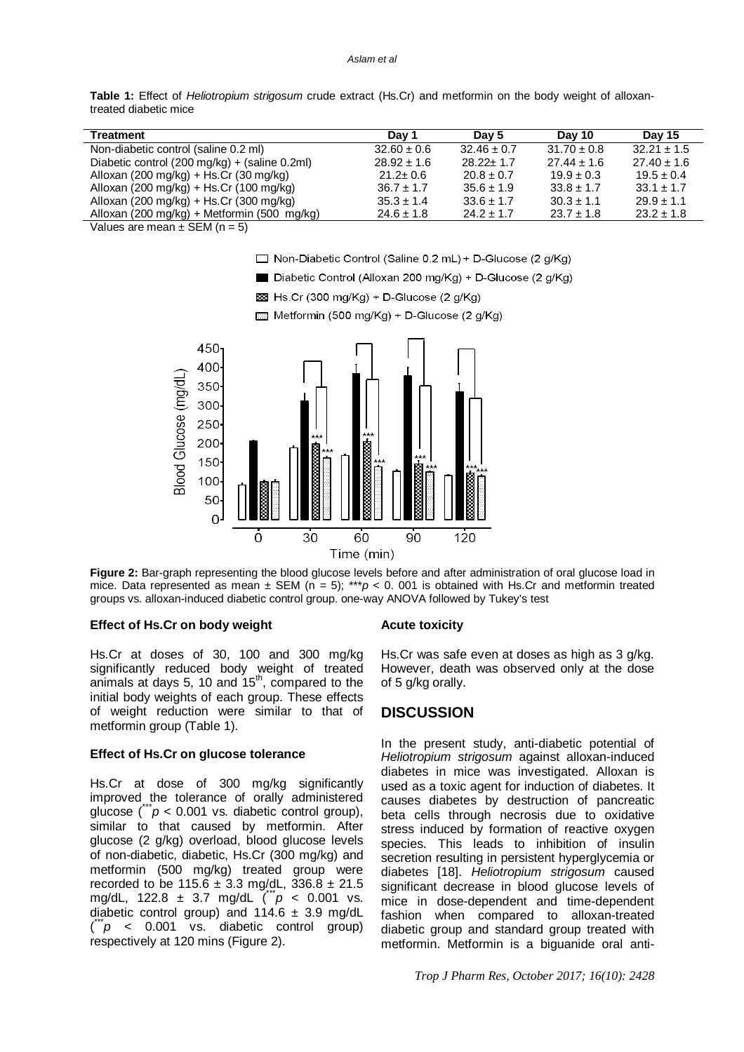**Table 1:** Effect of *Heliotropium strigosum* crude extract (Hs.Cr) and metformin on the body weight of alloxan-treated diabetic mice

| Treatment | Day 1 | Day 5 | Day 10 | Day 15 |
|---|---|---|---|---|
| Non-diabetic control (saline 0.2 ml) | 32.60 ± 0.6 | 32.46 ± 0.7 | 31.70 ± 0.8 | 32.21 ± 1.5 |
| Diabetic control (200 mg/kg) + (saline 0.2ml) | 28.92 ± 1.6 | 28.22± 1.7 | 27.44 ± 1.6 | 27.40 ± 1.6 |
| Alloxan (200 mg/kg) + Hs.Cr (30 mg/kg) | 21.2± 0.6 | 20.8 ± 0.7 | 19.9 ± 0.3 | 19.5 ± 0.4 |
| Alloxan (200 mg/kg) + Hs.Cr (100 mg/kg) | 36.7 ± 1.7 | 35.6 ± 1.9 | 33.8 ± 1.7 | 33.1 ± 1.7 |
| Alloxan (200 mg/kg) + Hs.Cr (300 mg/kg) | 35.3 ± 1.4 | 33.6 ± 1.7 | 30.3 ± 1.1 | 29.9 ± 1.1 |
| Alloxan (200 mg/kg) + Metformin (500 mg/kg) | 24.6 ± 1.8 | 24.2 ± 1.7 | 23.7 ± 1.8 | 23.2 ± 1.8 |

Values are mean ± SEM (n = 5)

**Figure 2:** Bar-graph representing the blood glucose levels before and after administration of oral glucose load in mice. Data represented as mean ± SEM (n = 5); ***$p < 0.001$ is obtained with Hs.Cr and metformin treated groups vs. alloxan-induced diabetic control group. one-way ANOVA followed by Tukey's test

### Effect of Hs.Cr on body weight

Hs.Cr at doses of 30, 100 and 300 mg/kg significantly reduced body weight of treated animals at days 5, 10 and 15th, compared to the initial body weights of each group. These effects of weight reduction were similar to that of metformin group (Table 1).

### Effect of Hs.Cr on glucose tolerance

Hs.Cr at dose of 300 mg/kg significantly improved the tolerance of orally administered glucose (***$p < 0.001$ vs. diabetic control group), similar to that caused by metformin. After glucose (2 g/kg) overload, blood glucose levels of non-diabetic, diabetic, Hs.Cr (300 mg/kg) and metformin (500 mg/kg) treated group were recorded to be 115.6 ± 3.3 mg/dL, 336.8 ± 21.5 mg/dL, 122.8 ± 3.7 mg/dL (***$p < 0.001$ vs. diabetic control group) and 114.6 ± 3.9 mg/dL (***$p < 0.001$ vs. diabetic control group) respectively at 120 mins (Figure 2).

### Acute toxicity

Hs.Cr was safe even at doses as high as 3 g/kg. However, death was observed only at the dose of 5 g/kg orally.

## DISCUSSION

In the present study, anti-diabetic potential of *Heliotropium strigosum* against alloxan-induced diabetes in mice was investigated. Alloxan is used as a toxic agent for induction of diabetes. It causes diabetes by destruction of pancreatic beta cells through necrosis due to oxidative stress induced by formation of reactive oxygen species. This leads to inhibition of insulin secretion resulting in persistent hyperglycemia or diabetes [18]. *Heliotropium strigosum* caused significant decrease in blood glucose levels of mice in dose-dependent and time-dependent fashion when compared to alloxan-treated diabetic group and standard group treated with metformin. Metformin is a biguanide oral anti-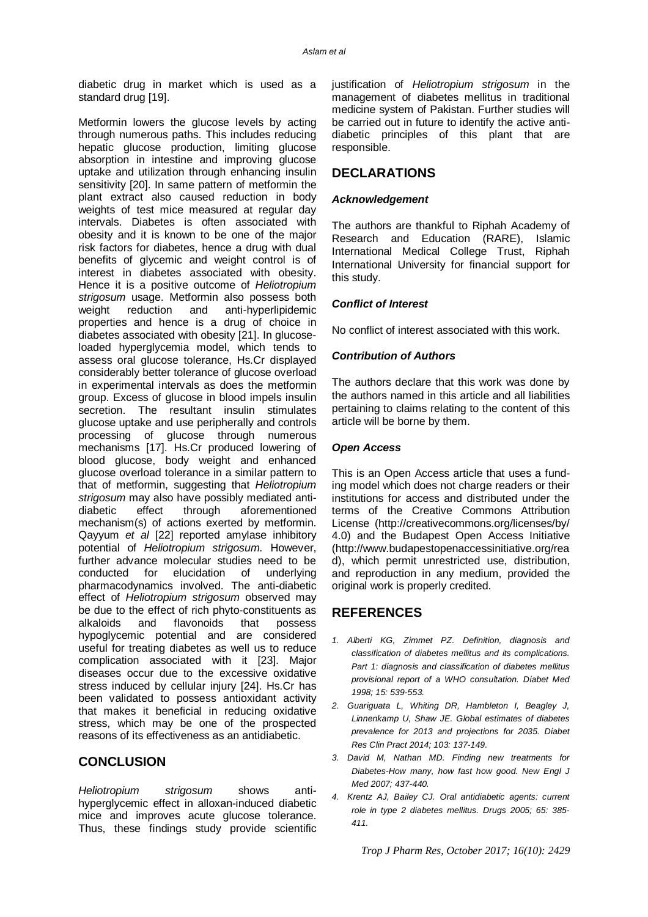diabetic drug in market which is used as a standard drug [19].

Metformin lowers the glucose levels by acting through numerous paths. This includes reducing hepatic glucose production, limiting glucose absorption in intestine and improving glucose uptake and utilization through enhancing insulin sensitivity [20]. In same pattern of metformin the plant extract also caused reduction in body weights of test mice measured at regular day intervals. Diabetes is often associated with obesity and it is known to be one of the major risk factors for diabetes, hence a drug with dual benefits of glycemic and weight control is of interest in diabetes associated with obesity. Hence it is a positive outcome of *Heliotropium strigosum* usage. Metformin also possess both weight reduction and anti-hyperlipidemic properties and hence is a drug of choice in diabetes associated with obesity [21]. In glucose-loaded hyperglycemia model, which tends to assess oral glucose tolerance, Hs.Cr displayed considerably better tolerance of glucose overload in experimental intervals as does the metformin group. Excess of glucose in blood impels insulin secretion. The resultant insulin stimulates glucose uptake and use peripherally and controls processing of glucose through numerous mechanisms [17]. Hs.Cr produced lowering of blood glucose, body weight and enhanced glucose overload tolerance in a similar pattern to that of metformin, suggesting that *Heliotropium strigosum* may also have possibly mediated anti-diabetic effect through aforementioned mechanism(s) of actions exerted by metformin. Qayyum *et al* [22] reported amylase inhibitory potential of *Heliotropium strigosum*. However, further advance molecular studies need to be conducted for elucidation of underlying pharmacodynamics involved. The anti-diabetic effect of *Heliotropium strigosum* observed may be due to the effect of rich phyto-constituents as alkaloids and flavonoids that possess hypoglycemic potential and are considered useful for treating diabetes as well us to reduce complication associated with it [23]. Major diseases occur due to the excessive oxidative stress induced by cellular injury [24]. Hs.Cr has been validated to possess antioxidant activity that makes it beneficial in reducing oxidative stress, which may be one of the prospected reasons of its effectiveness as an antidiabetic.

## CONCLUSION

*Heliotropium strigosum* shows anti-hyperglycemic effect in alloxan-induced diabetic mice and improves acute glucose tolerance. Thus, these findings study provide scientific justification of *Heliotropium strigosum* in the management of diabetes mellitus in traditional medicine system of Pakistan. Further studies will be carried out in future to identify the active anti-diabetic principles of this plant that are responsible.

## DECLARATIONS

### *Acknowledgement*

The authors are thankful to Riphah Academy of Research and Education (RARE), Islamic International Medical College Trust, Riphah International University for financial support for this study.

### *Conflict of Interest*

No conflict of interest associated with this work.

### *Contribution of Authors*

The authors declare that this work was done by the authors named in this article and all liabilities pertaining to claims relating to the content of this article will be borne by them.

### *Open Access*

This is an Open Access article that uses a funding model which does not charge readers or their institutions for access and distributed under the terms of the Creative Commons Attribution License (http://creativecommons.org/licenses/by/4.0) and the Budapest Open Access Initiative (http://www.budapestopenaccessinitiative.org/read), which permit unrestricted use, distribution, and reproduction in any medium, provided the original work is properly credited.

## REFERENCES

1. *Alberti KG, Zimmet PZ. Definition, diagnosis and classification of diabetes mellitus and its complications. Part 1: diagnosis and classification of diabetes mellitus provisional report of a WHO consultation. Diabet Med 1998; 15: 539-553.*
2. *Guariguata L, Whiting DR, Hambleton I, Beagley J, Linnenkamp U, Shaw JE. Global estimates of diabetes prevalence for 2013 and projections for 2035. Diabet Res Clin Pract 2014; 103: 137-149.*
3. *David M, Nathan MD. Finding new treatments for Diabetes-How many, how fast how good. New Engl J Med 2007; 437-440.*
4. *Krentz AJ, Bailey CJ. Oral antidiabetic agents: current role in type 2 diabetes mellitus. Drugs 2005; 65: 385-411.*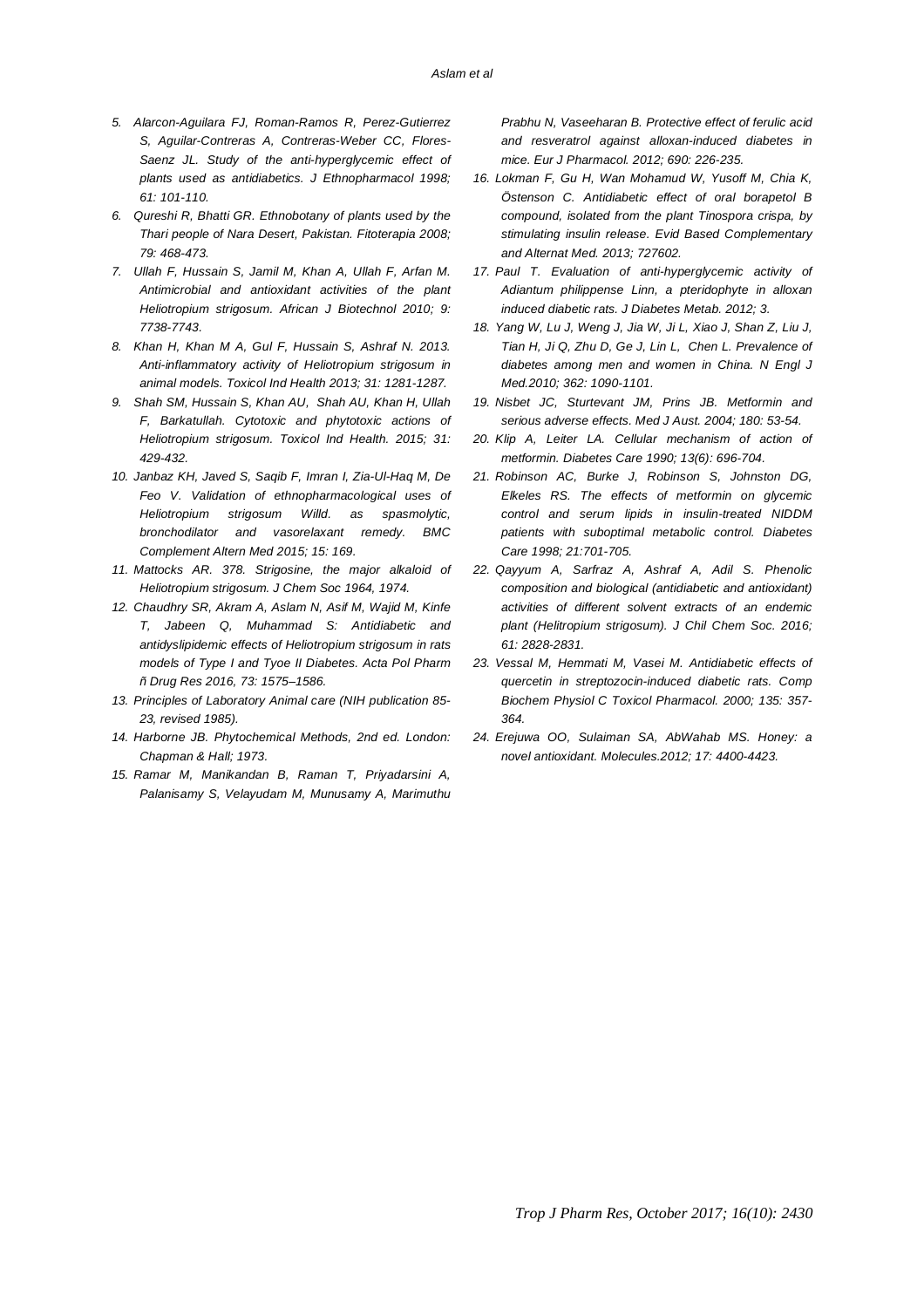5. Alarcon-Aguilara FJ, Roman-Ramos R, Perez-Gutierrez S, Aguilar-Contreras A, Contreras-Weber CC, Flores-Saenz JL. Study of the anti-hyperglycemic effect of plants used as antidiabetics. J Ethnopharmacol 1998; 61: 101-110.
6. Qureshi R, Bhatti GR. Ethnobotany of plants used by the Thari people of Nara Desert, Pakistan. Fitoterapia 2008; 79: 468-473.
7. Ullah F, Hussain S, Jamil M, Khan A, Ullah F, Arfan M. Antimicrobial and antioxidant activities of the plant Heliotropium strigosum. African J Biotechnol 2010; 9: 7738-7743.
8. Khan H, Khan M A, Gul F, Hussain S, Ashraf N. 2013. Anti-inflammatory activity of Heliotropium strigosum in animal models. Toxicol Ind Health 2013; 31: 1281-1287.
9. Shah SM, Hussain S, Khan AU, Shah AU, Khan H, Ullah F, Barkatullah. Cytotoxic and phytotoxic actions of Heliotropium strigosum. Toxicol Ind Health. 2015; 31: 429-432.
10. Janbaz KH, Javed S, Saqib F, Imran I, Zia-Ul-Haq M, De Feo V. Validation of ethnopharmacological uses of Heliotropium strigosum Willd. as spasmolytic, bronchodilator and vasorelaxant remedy. BMC Complement Altern Med 2015; 15: 169.
11. Mattocks AR. 378. Strigosine, the major alkaloid of Heliotropium strigosum. J Chem Soc 1964, 1974.
12. Chaudhry SR, Akram A, Aslam N, Asif M, Wajid M, Kinfe T, Jabeen Q, Muhammad S: Antidiabetic and antidyslipidemic effects of Heliotropium strigosum in rats models of Type I and Tyoe II Diabetes. Acta Pol Pharm ñ Drug Res 2016, 73: 1575–1586.
13. Principles of Laboratory Animal care (NIH publication 85-23, revised 1985).
14. Harborne JB. Phytochemical Methods, 2nd ed. London: Chapman & Hall; 1973.
15. Ramar M, Manikandan B, Raman T, Priyadarsini A, Palanisamy S, Velayudam M, Munusamy A, Marimuthu Prabhu N, Vaseeharan B. Protective effect of ferulic acid and resveratrol against alloxan-induced diabetes in mice. Eur J Pharmacol. 2012; 690: 226-235.
16. Lokman F, Gu H, Wan Mohamud W, Yusoff M, Chia K, Östenson C. Antidiabetic effect of oral borapetol B compound, isolated from the plant Tinospora crispa, by stimulating insulin release. Evid Based Complementary and Alternat Med. 2013; 727602.
17. Paul T. Evaluation of anti-hyperglycemic activity of Adiantum philippense Linn, a pteridophyte in alloxan induced diabetic rats. J Diabetes Metab. 2012; 3.
18. Yang W, Lu J, Weng J, Jia W, Ji L, Xiao J, Shan Z, Liu J, Tian H, Ji Q, Zhu D, Ge J, Lin L, Chen L. Prevalence of diabetes among men and women in China. N Engl J Med.2010; 362: 1090-1101.
19. Nisbet JC, Sturtevant JM, Prins JB. Metformin and serious adverse effects. Med J Aust. 2004; 180: 53-54.
20. Klip A, Leiter LA. Cellular mechanism of action of metformin. Diabetes Care 1990; 13(6): 696-704.
21. Robinson AC, Burke J, Robinson S, Johnston DG, Elkeles RS. The effects of metformin on glycemic control and serum lipids in insulin-treated NIDDM patients with suboptimal metabolic control. Diabetes Care 1998; 21:701-705.
22. Qayyum A, Sarfraz A, Ashraf A, Adil S. Phenolic composition and biological (antidiabetic and antioxidant) activities of different solvent extracts of an endemic plant (Helitropium strigosum). J Chil Chem Soc. 2016; 61: 2828-2831.
23. Vessal M, Hemmati M, Vasei M. Antidiabetic effects of quercetin in streptozocin-induced diabetic rats. Comp Biochem Physiol C Toxicol Pharmacol. 2000; 135: 357-364.
24. Erejuwa OO, Sulaiman SA, AbWahab MS. Honey: a novel antioxidant. Molecules.2012; 17: 4400-4423.